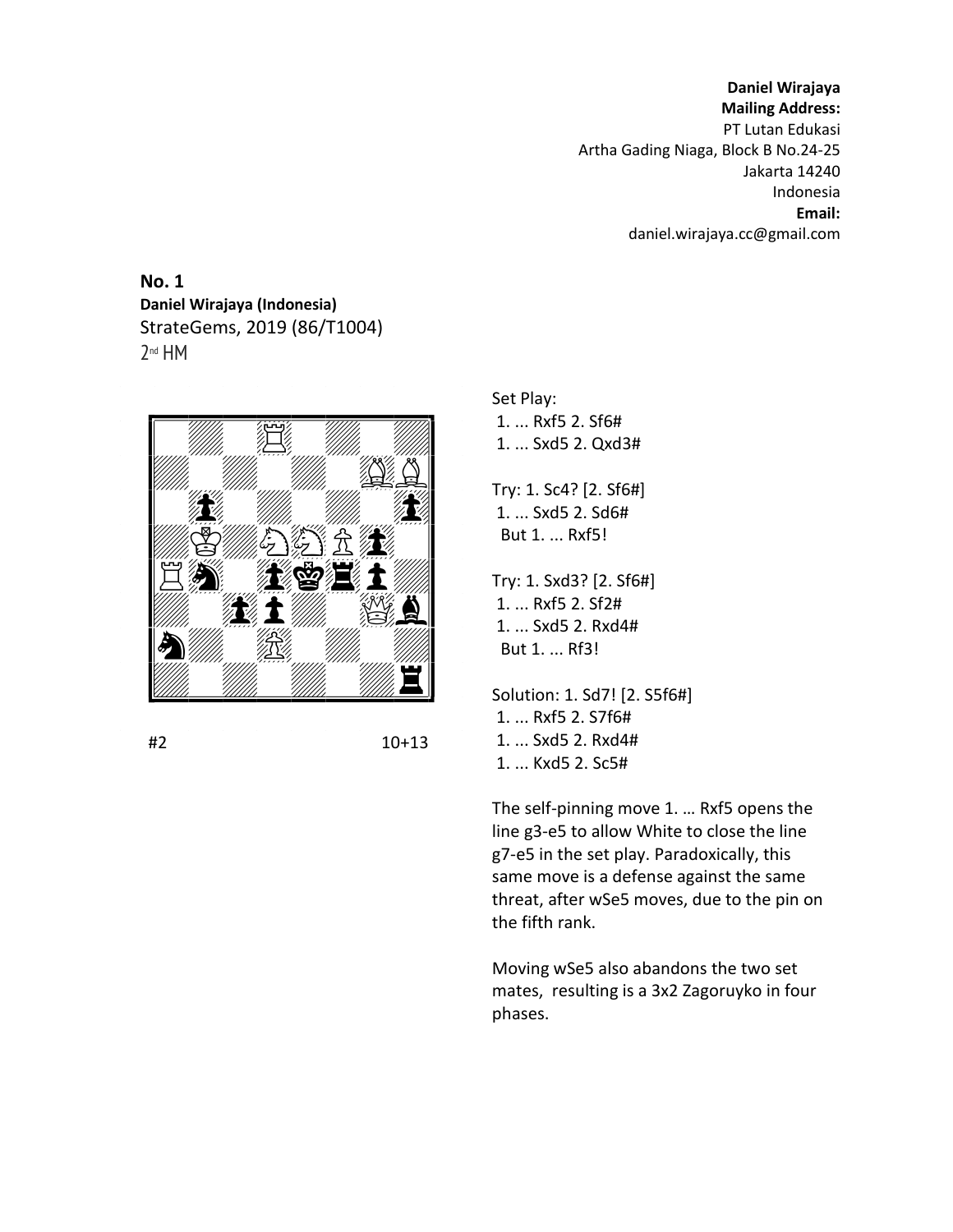**Daniel Wirajaya**
**Mailing Address:**
PT Lutan Edukasi
Artha Gading Niaga, Block B No.24-25
Jakarta 14240
Indonesia
**Email:**
daniel.wirajaya.cc@gmail.com

**No. 1**
**Daniel Wirajaya (Indonesia)**
StrateGems, 2019 (86/T1004)
2nd HM

#2 10+13

Set Play:
1. ... Rxf5 2. Sf6#
1. ... Sxd5 2. Qxd3#

Try: 1. Sc4? [2. Sf6#]
1. ... Sxd5 2. Sd6#
But 1. ... Rxf5!

Try: 1. Sxd3? [2. Sf6#]
1. ... Rxf5 2. Sf2#
1. ... Sxd5 2. Rxd4#
But 1. ... Rf3!

Solution: 1. Sd7! [2. S5f6#]
1. ... Rxf5 2. S7f6#
1. ... Sxd5 2. Rxd4#
1. ... Kxd5 2. Sc5#

The self-pinning move 1. … Rxf5 opens the line g3-e5 to allow White to close the line g7-e5 in the set play. Paradoxically, this same move is a defense against the same threat, after wSe5 moves, due to the pin on the fifth rank.

Moving wSe5 also abandons the two set mates, resulting is a 3x2 Zagoruyko in four phases.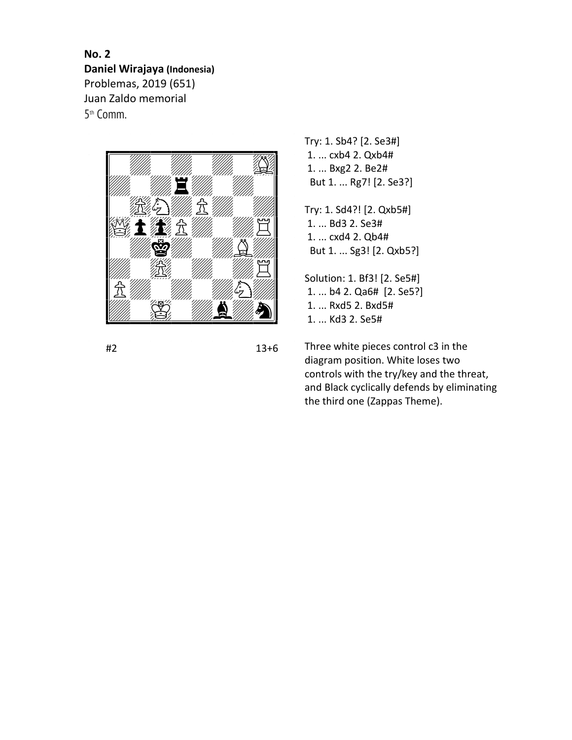**No. 2**

**Daniel Wirajaya (Indonesia)**

Problemas, 2019 (651)

Juan Zaldo memorial

5th Comm.

#2 13+6

Try: 1. Sb4? [2. Se3#]
1. ... cxb4 2. Qxb4#
1. ... Bxg2 2. Be2#
But 1. ... Rg7! [2. Se3?]

Try: 1. Sd4?! [2. Qxb5#]
1. ... Bd3 2. Se3#
1. ... cxd4 2. Qb4#
But 1. ... Sg3! [2. Qxb5?]

Solution: 1. Bf3! [2. Se5#]
1. ... b4 2. Qa6# [2. Se5?]
1. ... Rxd5 2. Bxd5#
1. ... Kd3 2. Se5#

Three white pieces control c3 in the diagram position. White loses two controls with the try/key and the threat, and Black cyclically defends by eliminating the third one (Zappas Theme).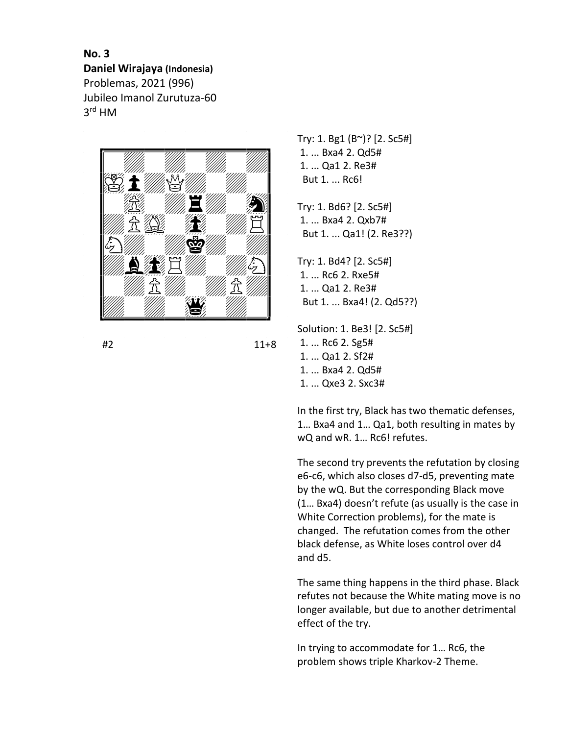**No. 3**
**Daniel Wirajaya (Indonesia)**
Problemas, 2021 (996)
Jubileo Imanol Zurutuza-60
3rd HM

#2 11+8

Try: 1. Bg1 (B~)? [2. Sc5#]
1. ... Bxa4 2. Qd5#
1. ... Qa1 2. Re3#
But 1. ... Rc6!

Try: 1. Bd6? [2. Sc5#]
1. ... Bxa4 2. Qxb7#
But 1. ... Qa1! (2. Re3??)

Try: 1. Bd4? [2. Sc5#]
1. ... Rc6 2. Rxe5#
1. ... Qa1 2. Re3#
But 1. ... Bxa4! (2. Qd5??)

Solution: 1. Be3! [2. Sc5#]
1. ... Rc6 2. Sg5#
1. ... Qa1 2. Sf2#
1. ... Bxa4 2. Qd5#
1. ... Qxe3 2. Sxc3#

In the first try, Black has two thematic defenses, 1… Bxa4 and 1… Qa1, both resulting in mates by wQ and wR. 1… Rc6! refutes.

The second try prevents the refutation by closing e6-c6, which also closes d7-d5, preventing mate by the wQ. But the corresponding Black move (1… Bxa4) doesn't refute (as usually is the case in White Correction problems), for the mate is changed. The refutation comes from the other black defense, as White loses control over d4 and d5.

The same thing happens in the third phase. Black refutes not because the White mating move is no longer available, but due to another detrimental effect of the try.

In trying to accommodate for 1… Rc6, the problem shows triple Kharkov-2 Theme.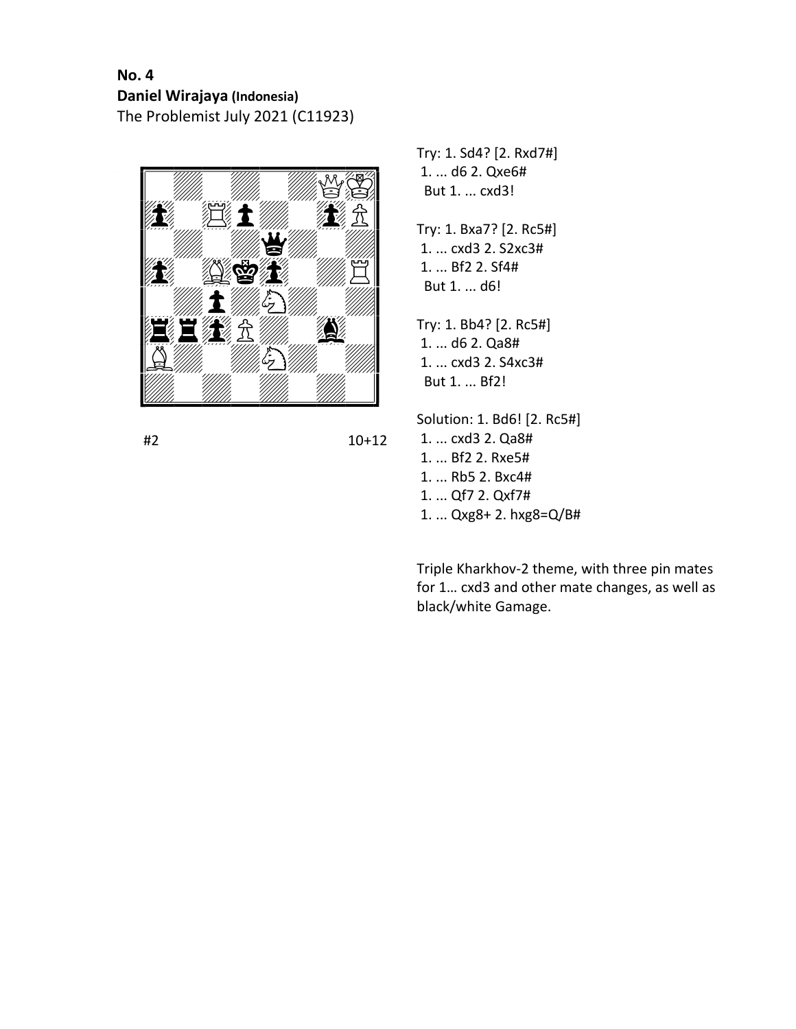**No. 4**
**Daniel Wirajaya (Indonesia)**
The Problemist July 2021 (C11923)

#2 10+12

Try: 1. Sd4? [2. Rxd7#]
1. ... d6 2. Qxe6#
But 1. ... cxd3!

Try: 1. Bxa7? [2. Rc5#]
1. ... cxd3 2. S2xc3#
1. ... Bf2 2. Sf4#
But 1. ... d6!

Try: 1. Bb4? [2. Rc5#]
1. ... d6 2. Qa8#
1. ... cxd3 2. S4xc3#
But 1. ... Bf2!

Solution: 1. Bd6! [2. Rc5#]
1. ... cxd3 2. Qa8#
1. ... Bf2 2. Rxe5#
1. ... Rb5 2. Bxc4#
1. ... Qf7 2. Qxf7#
1. ... Qxg8+ 2. hxg8=Q/B#

Triple Kharkhov-2 theme, with three pin mates for 1… cxd3 and other mate changes, as well as black/white Gamage.